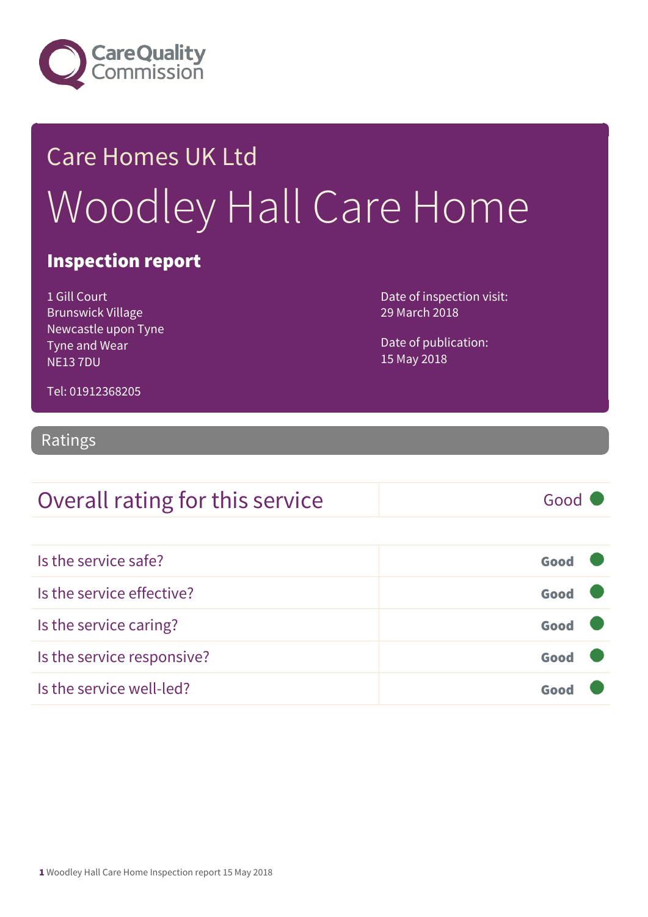Care Quality Commission

# Care Homes UK Ltd

# Woodley Hall Care Home

## Inspection report

1 Gill Court
Brunswick Village
Newcastle upon Tyne
Tyne and Wear
NE13 7DU

Tel: 01912368205

Date of inspection visit:
29 March 2018

Date of publication:
15 May 2018

## Ratings

| Overall rating for this service | Good |
|---|---|

| | |
|---|---|
| Is the service safe? | **Good** |
| Is the service effective? | **Good** |
| Is the service caring? | **Good** |
| Is the service responsive? | **Good** |
| Is the service well-led? | **Good** |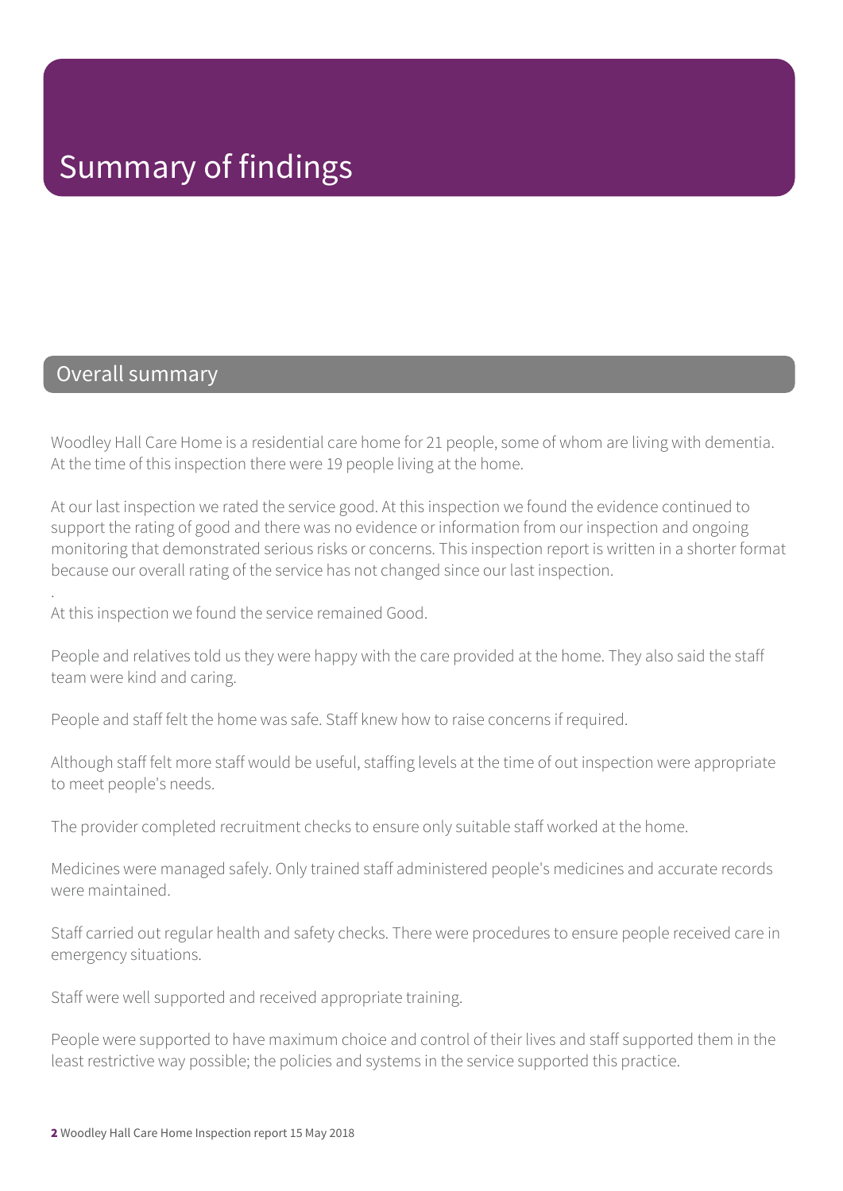# Summary of findings

## Overall summary

Woodley Hall Care Home is a residential care home for 21 people, some of whom are living with dementia. At the time of this inspection there were 19 people living at the home.

At our last inspection we rated the service good. At this inspection we found the evidence continued to support the rating of good and there was no evidence or information from our inspection and ongoing monitoring that demonstrated serious risks or concerns. This inspection report is written in a shorter format because our overall rating of the service has not changed since our last inspection.

.

At this inspection we found the service remained Good.

People and relatives told us they were happy with the care provided at the home. They also said the staff team were kind and caring.

People and staff felt the home was safe. Staff knew how to raise concerns if required.

Although staff felt more staff would be useful, staffing levels at the time of out inspection were appropriate to meet people's needs.

The provider completed recruitment checks to ensure only suitable staff worked at the home.

Medicines were managed safely. Only trained staff administered people's medicines and accurate records were maintained.

Staff carried out regular health and safety checks. There were procedures to ensure people received care in emergency situations.

Staff were well supported and received appropriate training.

People were supported to have maximum choice and control of their lives and staff supported them in the least restrictive way possible; the policies and systems in the service supported this practice.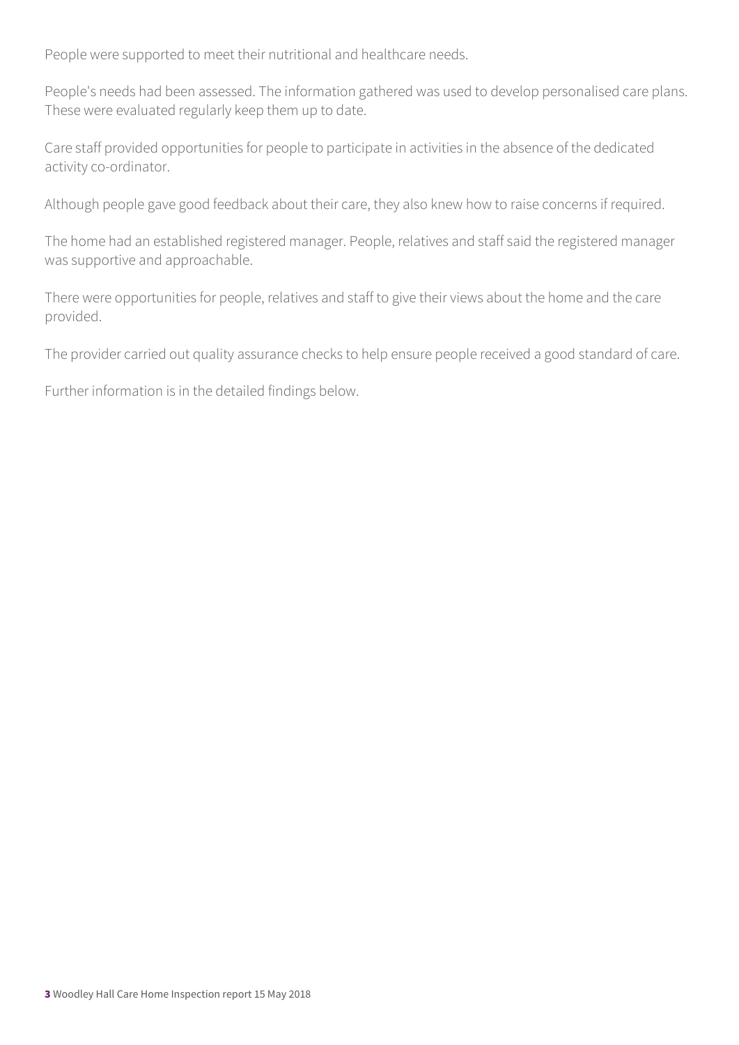People were supported to meet their nutritional and healthcare needs.

People's needs had been assessed. The information gathered was used to develop personalised care plans. These were evaluated regularly keep them up to date.

Care staff provided opportunities for people to participate in activities in the absence of the dedicated activity co-ordinator.

Although people gave good feedback about their care, they also knew how to raise concerns if required.

The home had an established registered manager. People, relatives and staff said the registered manager was supportive and approachable.

There were opportunities for people, relatives and staff to give their views about the home and the care provided.

The provider carried out quality assurance checks to help ensure people received a good standard of care.

Further information is in the detailed findings below.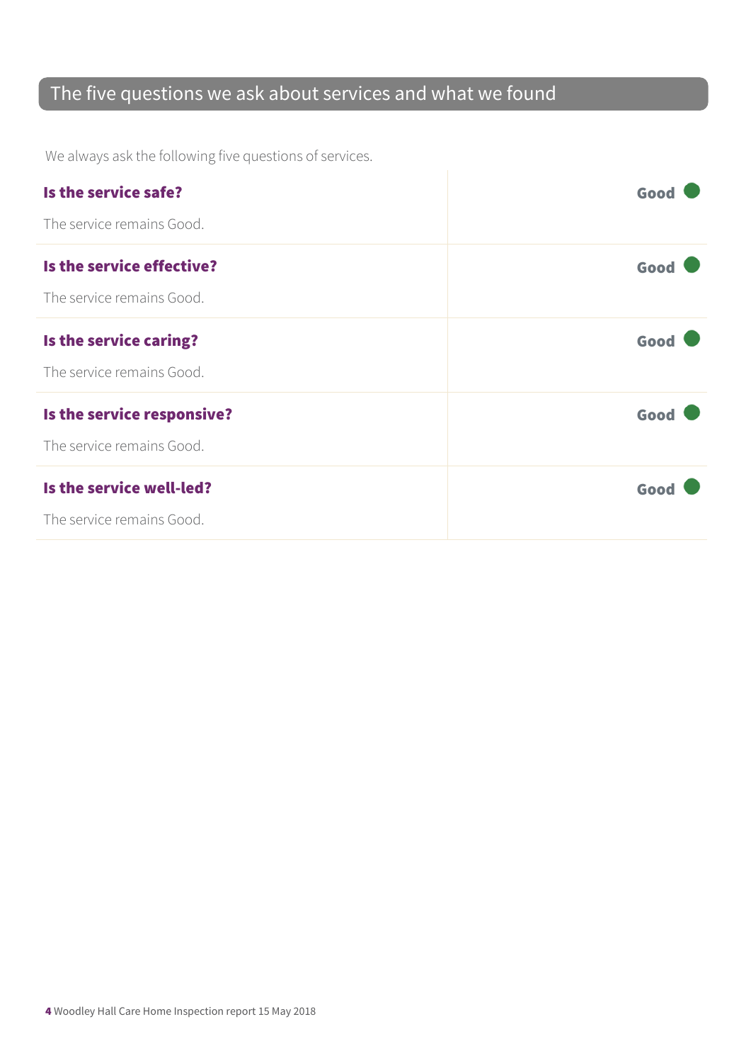## The five questions we ask about services and what we found

We always ask the following five questions of services.

| | |
|---|---|
| **Is the service safe?**<br>The service remains Good. | Good |
| **Is the service effective?**<br>The service remains Good. | Good |
| **Is the service caring?**<br>The service remains Good. | Good |
| **Is the service responsive?**<br>The service remains Good. | Good |
| **Is the service well-led?**<br>The service remains Good. | Good |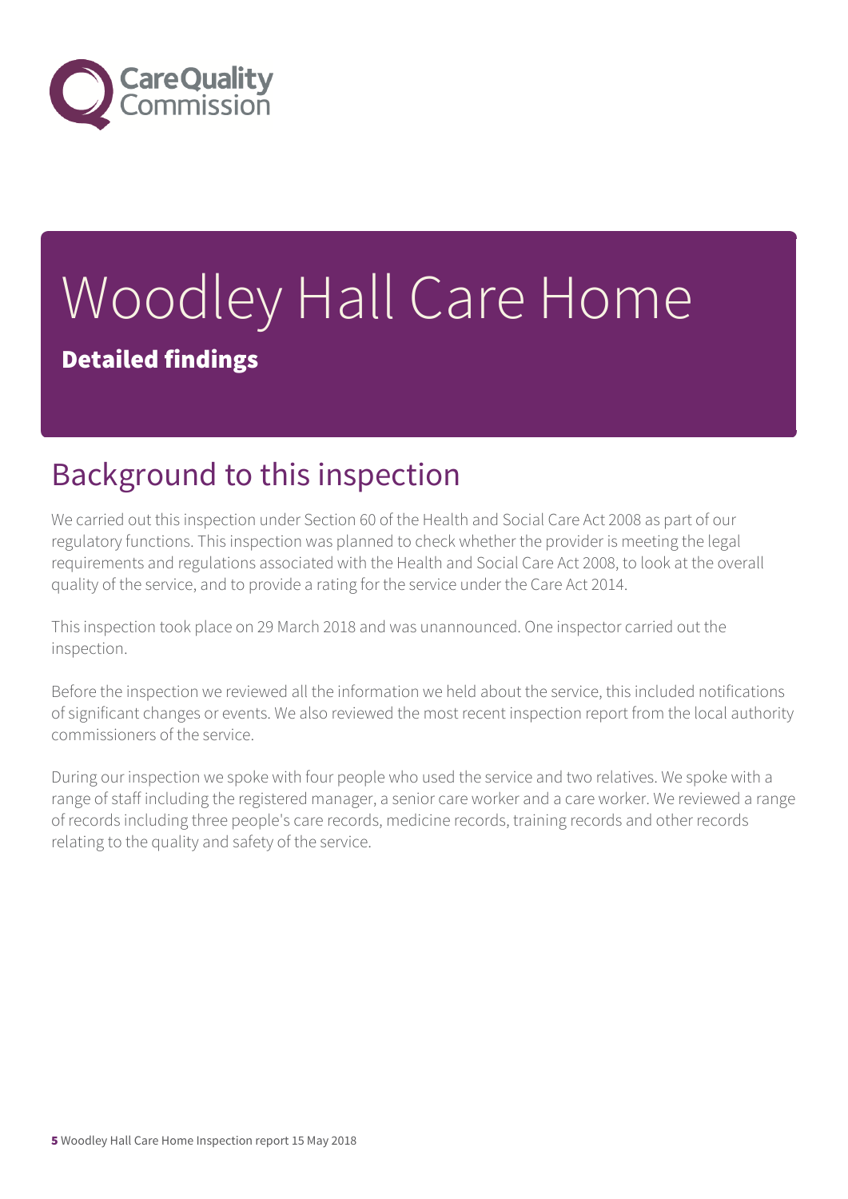# Woodley Hall Care Home

**Detailed findings**

## Background to this inspection

We carried out this inspection under Section 60 of the Health and Social Care Act 2008 as part of our regulatory functions. This inspection was planned to check whether the provider is meeting the legal requirements and regulations associated with the Health and Social Care Act 2008, to look at the overall quality of the service, and to provide a rating for the service under the Care Act 2014.

This inspection took place on 29 March 2018 and was unannounced. One inspector carried out the inspection.

Before the inspection we reviewed all the information we held about the service, this included notifications of significant changes or events. We also reviewed the most recent inspection report from the local authority commissioners of the service.

During our inspection we spoke with four people who used the service and two relatives. We spoke with a range of staff including the registered manager, a senior care worker and a care worker. We reviewed a range of records including three people's care records, medicine records, training records and other records relating to the quality and safety of the service.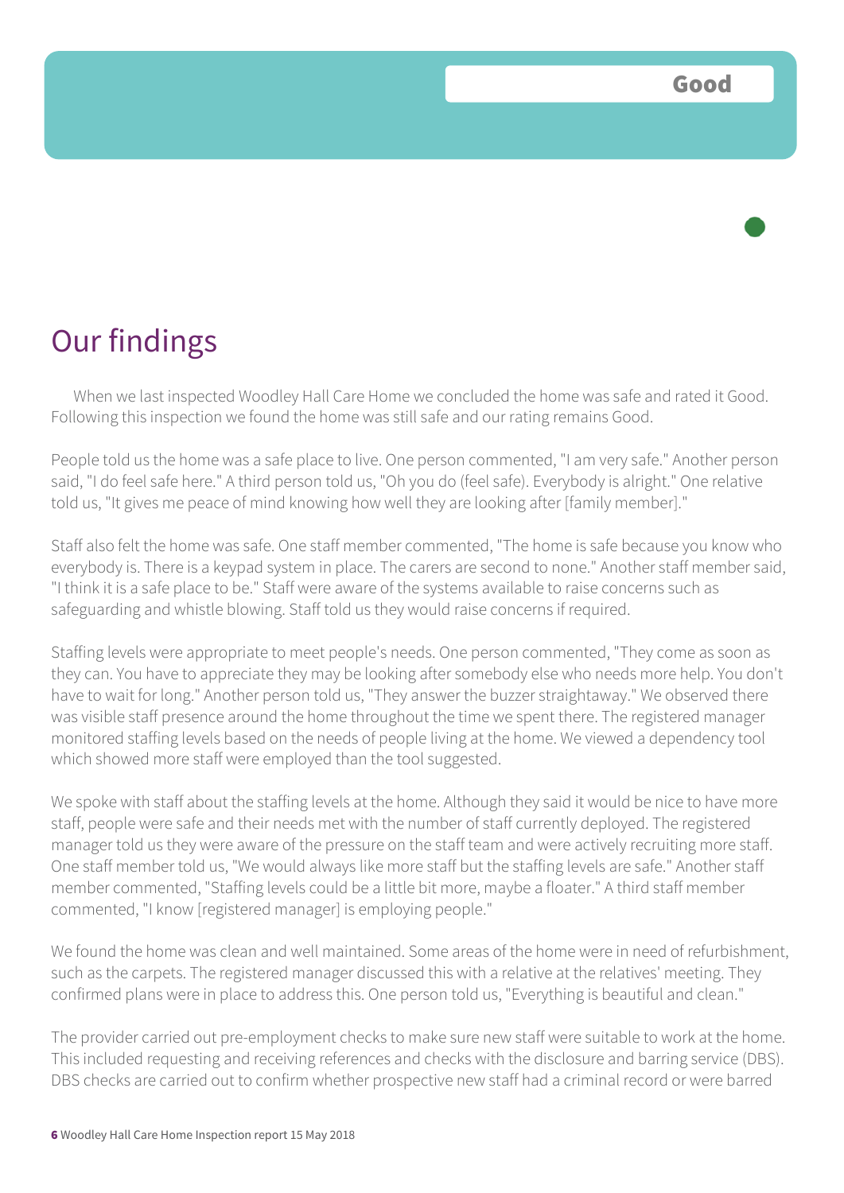Good

# Our findings

When we last inspected Woodley Hall Care Home we concluded the home was safe and rated it Good. Following this inspection we found the home was still safe and our rating remains Good.

People told us the home was a safe place to live. One person commented, "I am very safe." Another person said, "I do feel safe here." A third person told us, "Oh you do (feel safe). Everybody is alright." One relative told us, "It gives me peace of mind knowing how well they are looking after [family member]."

Staff also felt the home was safe. One staff member commented, "The home is safe because you know who everybody is. There is a keypad system in place. The carers are second to none." Another staff member said, "I think it is a safe place to be." Staff were aware of the systems available to raise concerns such as safeguarding and whistle blowing. Staff told us they would raise concerns if required.

Staffing levels were appropriate to meet people's needs. One person commented, "They come as soon as they can. You have to appreciate they may be looking after somebody else who needs more help. You don't have to wait for long." Another person told us, "They answer the buzzer straightaway." We observed there was visible staff presence around the home throughout the time we spent there. The registered manager monitored staffing levels based on the needs of people living at the home. We viewed a dependency tool which showed more staff were employed than the tool suggested.

We spoke with staff about the staffing levels at the home. Although they said it would be nice to have more staff, people were safe and their needs met with the number of staff currently deployed. The registered manager told us they were aware of the pressure on the staff team and were actively recruiting more staff. One staff member told us, "We would always like more staff but the staffing levels are safe." Another staff member commented, "Staffing levels could be a little bit more, maybe a floater." A third staff member commented, "I know [registered manager] is employing people."

We found the home was clean and well maintained. Some areas of the home were in need of refurbishment, such as the carpets. The registered manager discussed this with a relative at the relatives' meeting. They confirmed plans were in place to address this. One person told us, "Everything is beautiful and clean."

The provider carried out pre-employment checks to make sure new staff were suitable to work at the home. This included requesting and receiving references and checks with the disclosure and barring service (DBS). DBS checks are carried out to confirm whether prospective new staff had a criminal record or were barred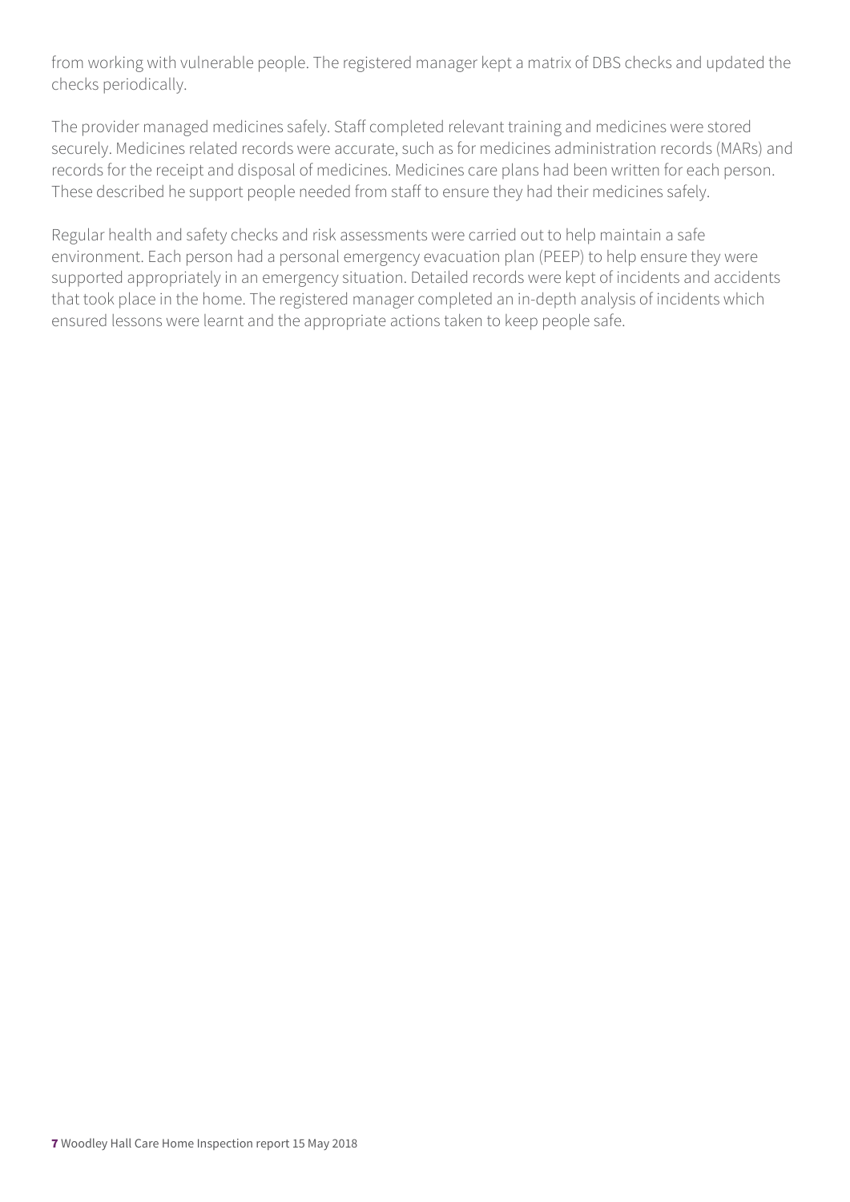from working with vulnerable people. The registered manager kept a matrix of DBS checks and updated the checks periodically.

The provider managed medicines safely. Staff completed relevant training and medicines were stored securely. Medicines related records were accurate, such as for medicines administration records (MARs) and records for the receipt and disposal of medicines. Medicines care plans had been written for each person. These described he support people needed from staff to ensure they had their medicines safely.

Regular health and safety checks and risk assessments were carried out to help maintain a safe environment. Each person had a personal emergency evacuation plan (PEEP) to help ensure they were supported appropriately in an emergency situation. Detailed records were kept of incidents and accidents that took place in the home. The registered manager completed an in-depth analysis of incidents which ensured lessons were learnt and the appropriate actions taken to keep people safe.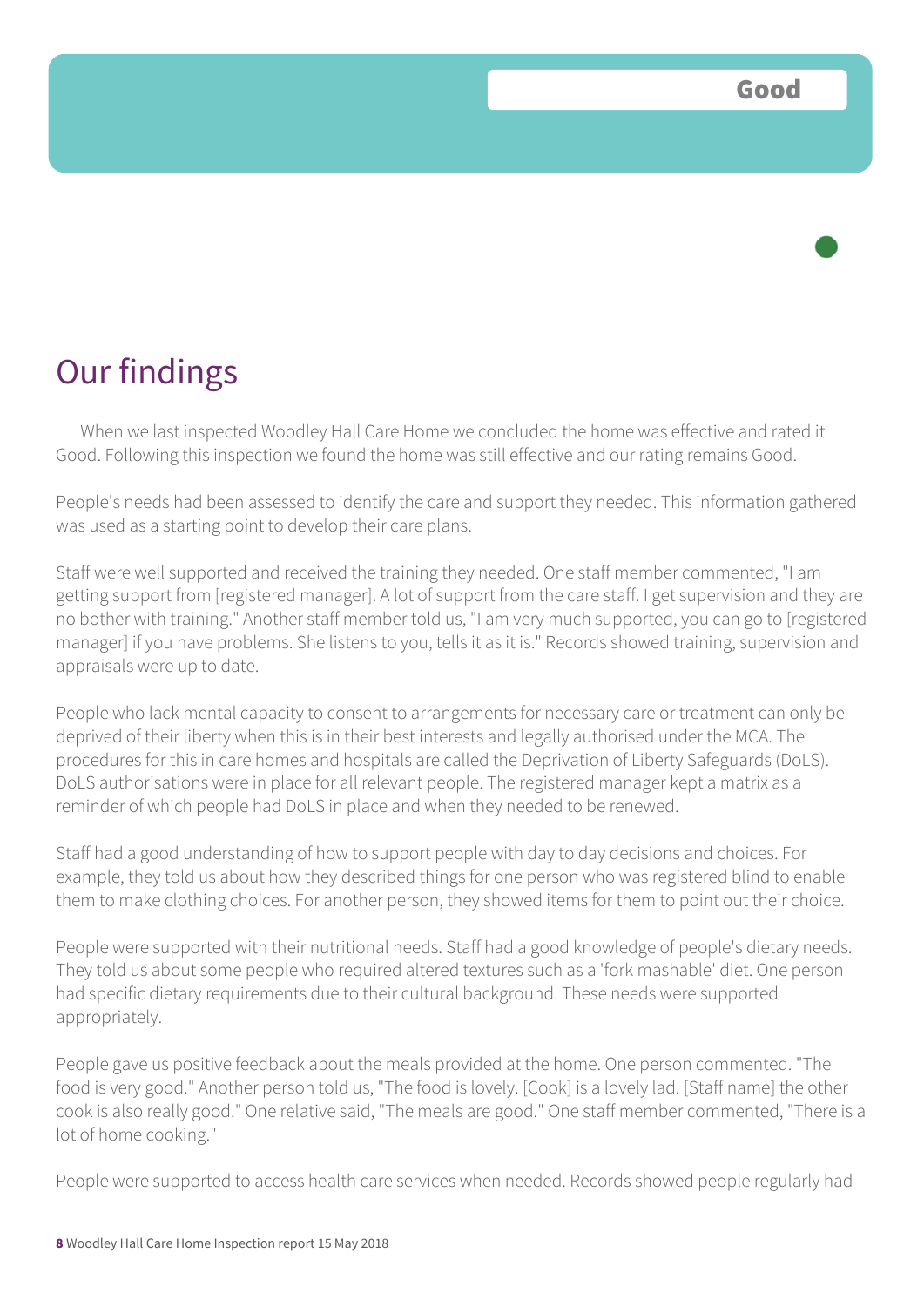Good

# Our findings

When we last inspected Woodley Hall Care Home we concluded the home was effective and rated it Good. Following this inspection we found the home was still effective and our rating remains Good.

People's needs had been assessed to identify the care and support they needed. This information gathered was used as a starting point to develop their care plans.

Staff were well supported and received the training they needed. One staff member commented, "I am getting support from [registered manager]. A lot of support from the care staff. I get supervision and they are no bother with training." Another staff member told us, "I am very much supported, you can go to [registered manager] if you have problems. She listens to you, tells it as it is." Records showed training, supervision and appraisals were up to date.

People who lack mental capacity to consent to arrangements for necessary care or treatment can only be deprived of their liberty when this is in their best interests and legally authorised under the MCA. The procedures for this in care homes and hospitals are called the Deprivation of Liberty Safeguards (DoLS). DoLS authorisations were in place for all relevant people. The registered manager kept a matrix as a reminder of which people had DoLS in place and when they needed to be renewed.

Staff had a good understanding of how to support people with day to day decisions and choices. For example, they told us about how they described things for one person who was registered blind to enable them to make clothing choices. For another person, they showed items for them to point out their choice.

People were supported with their nutritional needs. Staff had a good knowledge of people's dietary needs. They told us about some people who required altered textures such as a 'fork mashable' diet. One person had specific dietary requirements due to their cultural background. These needs were supported appropriately.

People gave us positive feedback about the meals provided at the home. One person commented. "The food is very good." Another person told us, "The food is lovely. [Cook] is a lovely lad. [Staff name] the other cook is also really good." One relative said, "The meals are good." One staff member commented, "There is a lot of home cooking."

People were supported to access health care services when needed. Records showed people regularly had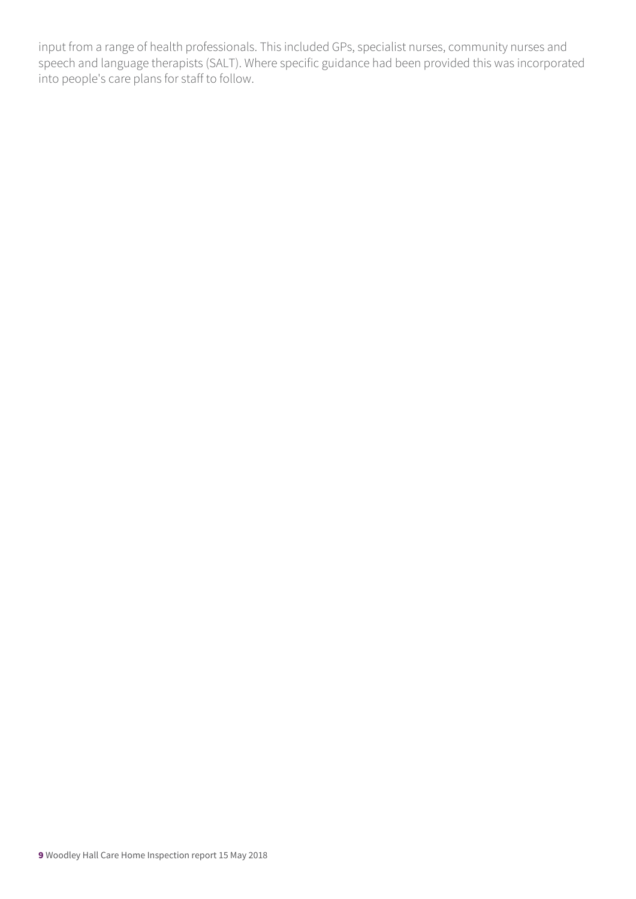input from a range of health professionals. This included GPs, specialist nurses, community nurses and speech and language therapists (SALT). Where specific guidance had been provided this was incorporated into people's care plans for staff to follow.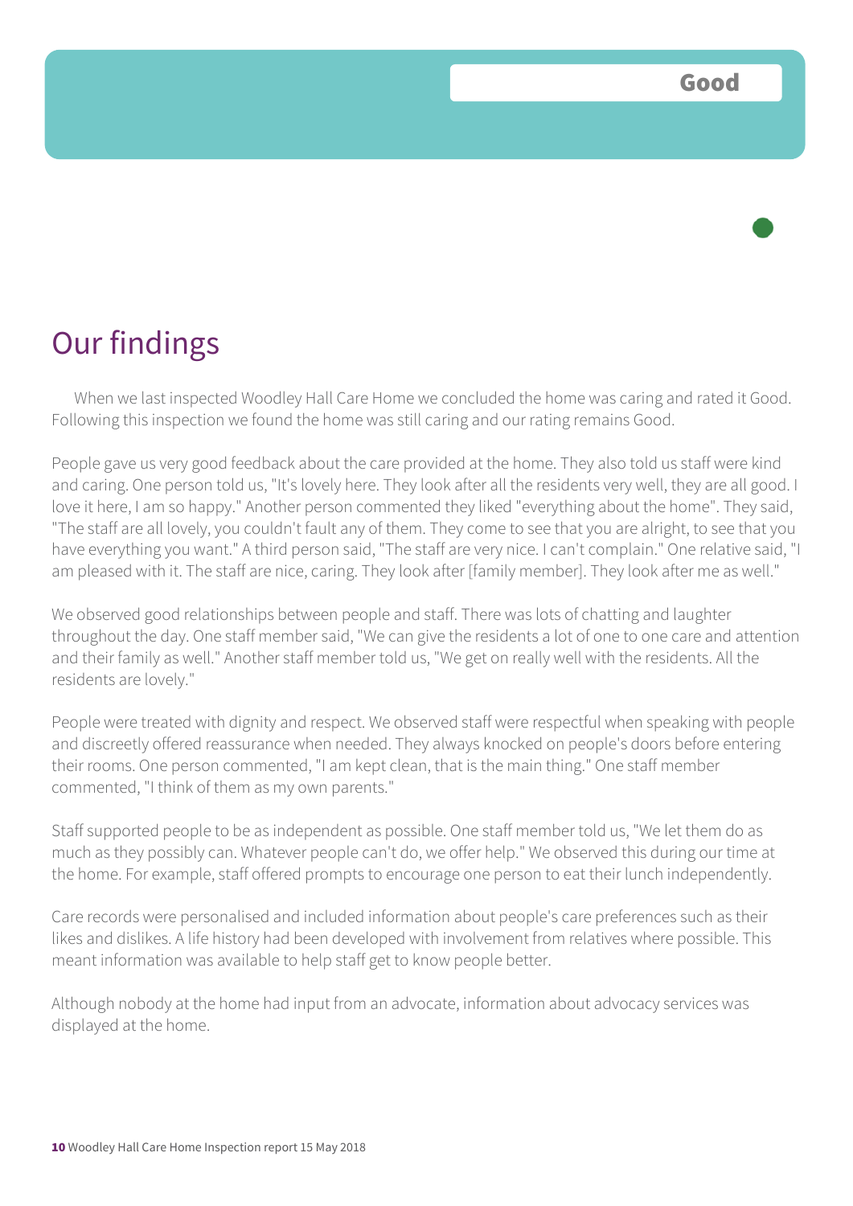Good

# Our findings

When we last inspected Woodley Hall Care Home we concluded the home was caring and rated it Good. Following this inspection we found the home was still caring and our rating remains Good.

People gave us very good feedback about the care provided at the home. They also told us staff were kind and caring. One person told us, "It's lovely here. They look after all the residents very well, they are all good. I love it here, I am so happy." Another person commented they liked "everything about the home". They said, "The staff are all lovely, you couldn't fault any of them. They come to see that you are alright, to see that you have everything you want." A third person said, "The staff are very nice. I can't complain." One relative said, "I am pleased with it. The staff are nice, caring. They look after [family member]. They look after me as well."

We observed good relationships between people and staff. There was lots of chatting and laughter throughout the day. One staff member said, "We can give the residents a lot of one to one care and attention and their family as well." Another staff member told us, "We get on really well with the residents. All the residents are lovely."

People were treated with dignity and respect. We observed staff were respectful when speaking with people and discreetly offered reassurance when needed. They always knocked on people's doors before entering their rooms. One person commented, "I am kept clean, that is the main thing." One staff member commented, "I think of them as my own parents."

Staff supported people to be as independent as possible. One staff member told us, "We let them do as much as they possibly can. Whatever people can't do, we offer help." We observed this during our time at the home. For example, staff offered prompts to encourage one person to eat their lunch independently.

Care records were personalised and included information about people's care preferences such as their likes and dislikes. A life history had been developed with involvement from relatives where possible. This meant information was available to help staff get to know people better.

Although nobody at the home had input from an advocate, information about advocacy services was displayed at the home.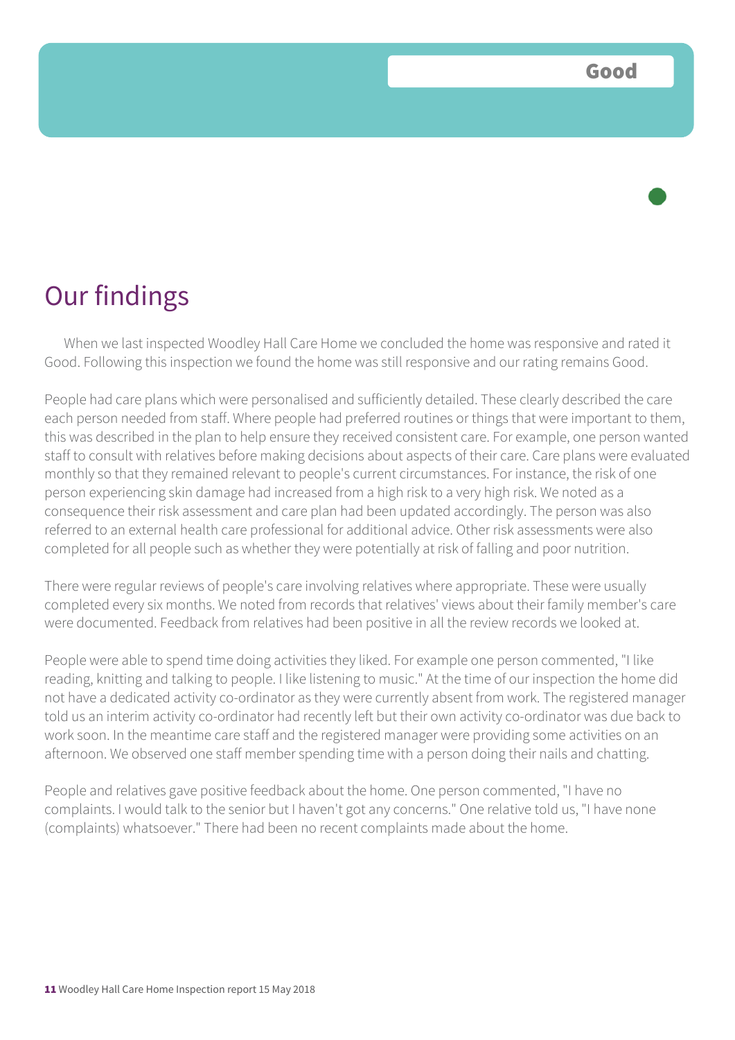Good

# Our findings

When we last inspected Woodley Hall Care Home we concluded the home was responsive and rated it Good. Following this inspection we found the home was still responsive and our rating remains Good.

People had care plans which were personalised and sufficiently detailed. These clearly described the care each person needed from staff. Where people had preferred routines or things that were important to them, this was described in the plan to help ensure they received consistent care. For example, one person wanted staff to consult with relatives before making decisions about aspects of their care. Care plans were evaluated monthly so that they remained relevant to people's current circumstances. For instance, the risk of one person experiencing skin damage had increased from a high risk to a very high risk. We noted as a consequence their risk assessment and care plan had been updated accordingly. The person was also referred to an external health care professional for additional advice. Other risk assessments were also completed for all people such as whether they were potentially at risk of falling and poor nutrition.

There were regular reviews of people's care involving relatives where appropriate. These were usually completed every six months. We noted from records that relatives' views about their family member's care were documented. Feedback from relatives had been positive in all the review records we looked at.

People were able to spend time doing activities they liked. For example one person commented, "I like reading, knitting and talking to people. I like listening to music." At the time of our inspection the home did not have a dedicated activity co-ordinator as they were currently absent from work. The registered manager told us an interim activity co-ordinator had recently left but their own activity co-ordinator was due back to work soon. In the meantime care staff and the registered manager were providing some activities on an afternoon. We observed one staff member spending time with a person doing their nails and chatting.

People and relatives gave positive feedback about the home. One person commented, "I have no complaints. I would talk to the senior but I haven't got any concerns." One relative told us, "I have none (complaints) whatsoever." There had been no recent complaints made about the home.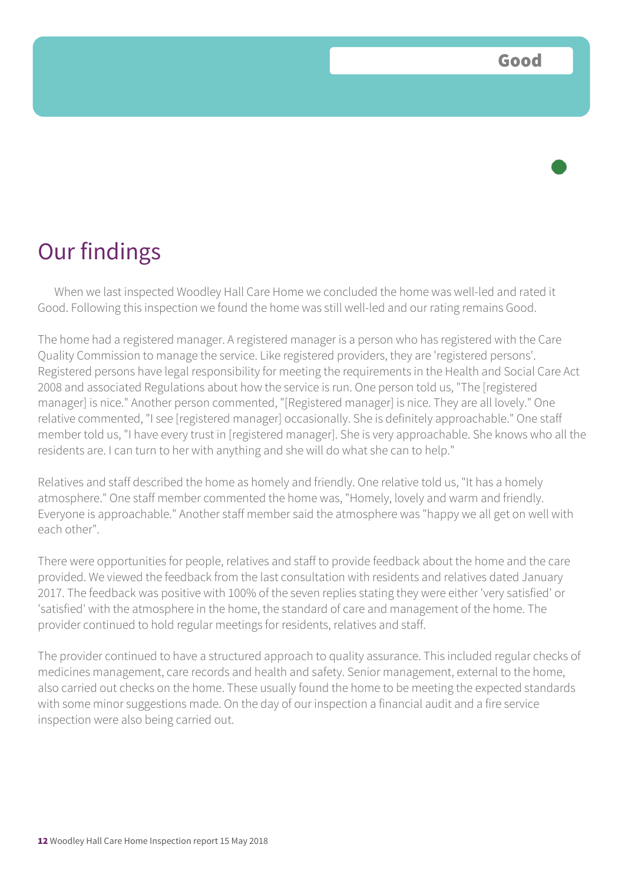Good

# Our findings

When we last inspected Woodley Hall Care Home we concluded the home was well-led and rated it Good. Following this inspection we found the home was still well-led and our rating remains Good.

The home had a registered manager. A registered manager is a person who has registered with the Care Quality Commission to manage the service. Like registered providers, they are 'registered persons'. Registered persons have legal responsibility for meeting the requirements in the Health and Social Care Act 2008 and associated Regulations about how the service is run. One person told us, "The [registered manager] is nice." Another person commented, "[Registered manager] is nice. They are all lovely." One relative commented, "I see [registered manager] occasionally. She is definitely approachable." One staff member told us, "I have every trust in [registered manager]. She is very approachable. She knows who all the residents are. I can turn to her with anything and she will do what she can to help."

Relatives and staff described the home as homely and friendly. One relative told us, "It has a homely atmosphere." One staff member commented the home was, "Homely, lovely and warm and friendly. Everyone is approachable." Another staff member said the atmosphere was "happy we all get on well with each other".

There were opportunities for people, relatives and staff to provide feedback about the home and the care provided. We viewed the feedback from the last consultation with residents and relatives dated January 2017. The feedback was positive with 100% of the seven replies stating they were either 'very satisfied' or 'satisfied' with the atmosphere in the home, the standard of care and management of the home. The provider continued to hold regular meetings for residents, relatives and staff.

The provider continued to have a structured approach to quality assurance. This included regular checks of medicines management, care records and health and safety. Senior management, external to the home, also carried out checks on the home. These usually found the home to be meeting the expected standards with some minor suggestions made. On the day of our inspection a financial audit and a fire service inspection were also being carried out.